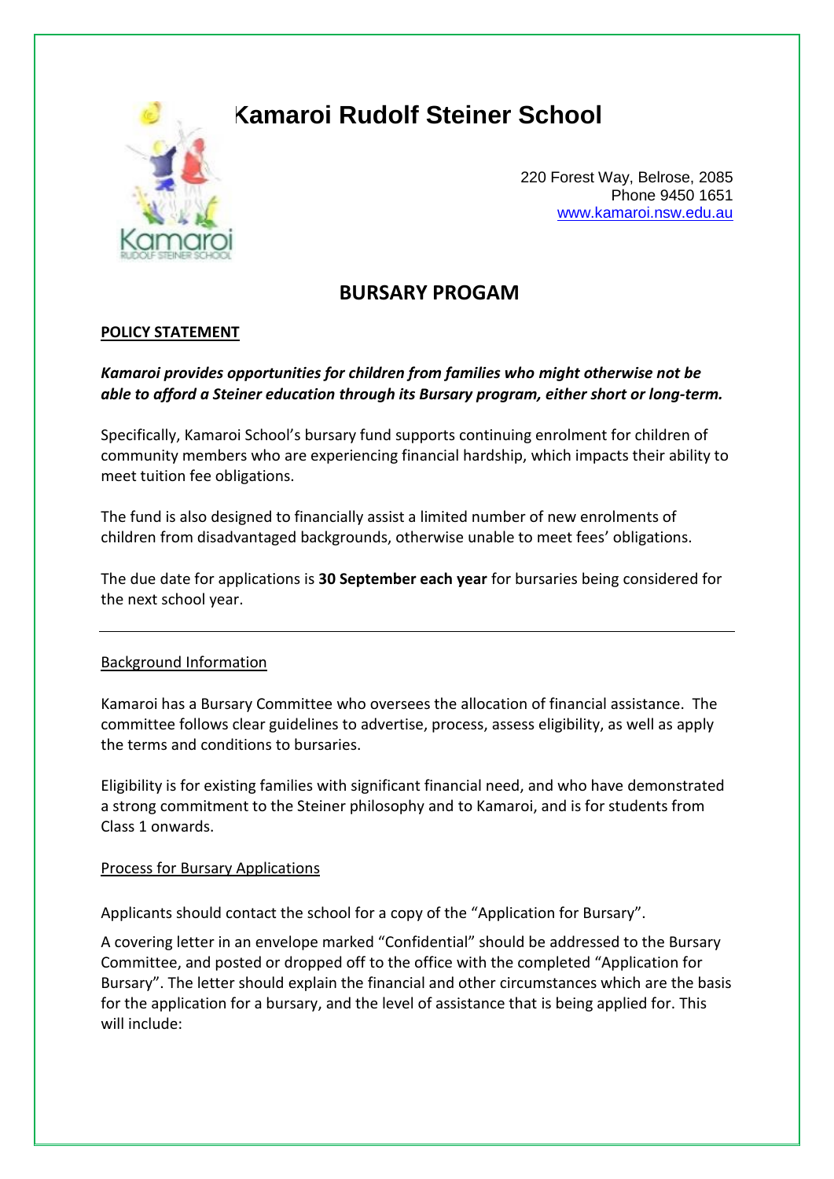# Kamaroi Rudolf Steiner School

220 Forest Way, Belrose, 2085
Phone 9450 1651
www.kamaroi.nsw.edu.au

## BURSARY PROGAM

**POLICY STATEMENT**

***Kamaroi provides opportunities for children from families who might otherwise not be able to afford a Steiner education through its Bursary program, either short or long-term.***

Specifically, Kamaroi School's bursary fund supports continuing enrolment for children of community members who are experiencing financial hardship, which impacts their ability to meet tuition fee obligations.

The fund is also designed to financially assist a limited number of new enrolments of children from disadvantaged backgrounds, otherwise unable to meet fees' obligations.

The due date for applications is **30 September each year** for bursaries being considered for the next school year.

---

Background Information

Kamaroi has a Bursary Committee who oversees the allocation of financial assistance. The committee follows clear guidelines to advertise, process, assess eligibility, as well as apply the terms and conditions to bursaries.

Eligibility is for existing families with significant financial need, and who have demonstrated a strong commitment to the Steiner philosophy and to Kamaroi, and is for students from Class 1 onwards.

Process for Bursary Applications

Applicants should contact the school for a copy of the "Application for Bursary".

A covering letter in an envelope marked "Confidential" should be addressed to the Bursary Committee, and posted or dropped off to the office with the completed "Application for Bursary". The letter should explain the financial and other circumstances which are the basis for the application for a bursary, and the level of assistance that is being applied for. This will include: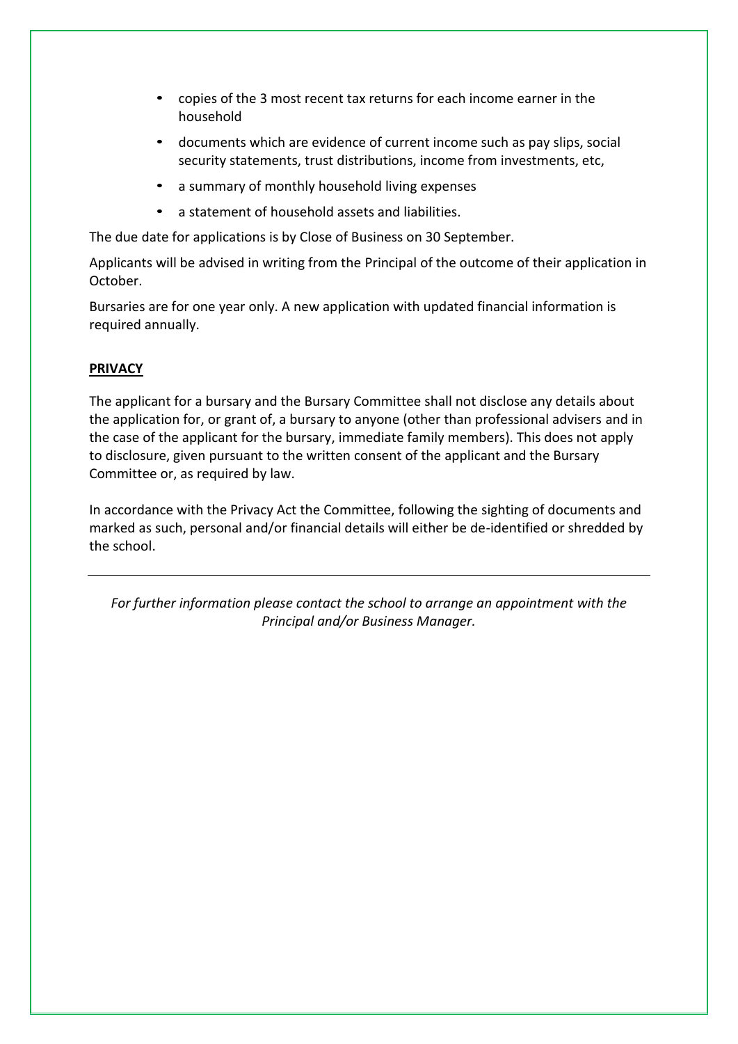- copies of the 3 most recent tax returns for each income earner in the household
- documents which are evidence of current income such as pay slips, social security statements, trust distributions, income from investments, etc,
- a summary of monthly household living expenses
- a statement of household assets and liabilities.

The due date for applications is by Close of Business on 30 September.

Applicants will be advised in writing from the Principal of the outcome of their application in October.

Bursaries are for one year only. A new application with updated financial information is required annually.

**PRIVACY**

The applicant for a bursary and the Bursary Committee shall not disclose any details about the application for, or grant of, a bursary to anyone (other than professional advisers and in the case of the applicant for the bursary, immediate family members). This does not apply to disclosure, given pursuant to the written consent of the applicant and the Bursary Committee or, as required by law.

In accordance with the Privacy Act the Committee, following the sighting of documents and marked as such, personal and/or financial details will either be de-identified or shredded by the school.

---

*For further information please contact the school to arrange an appointment with the Principal and/or Business Manager.*